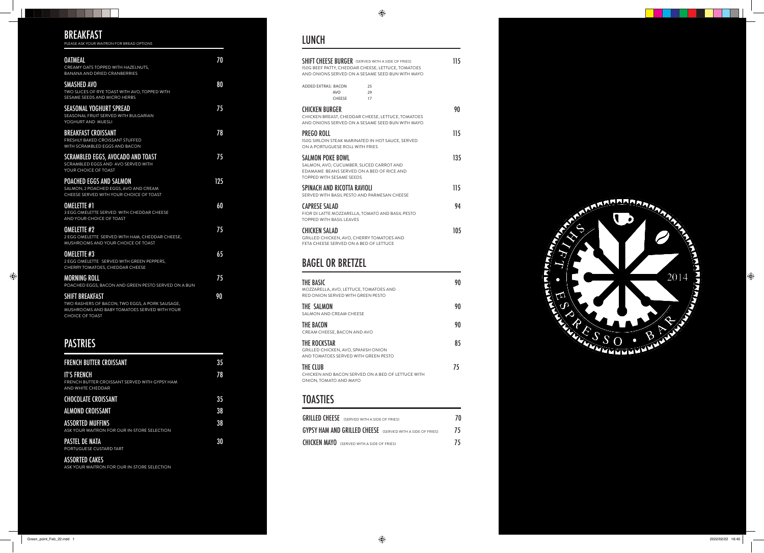# BREAKFAST

PLEASE ASK YOUR WAITRON FOR BREAD OPTIONS

**OATMEAL** — 70
CREAMY OATS TOPPED WITH HAZELNUTS, BANANA AND DRIED CRANBERRIES

**SMASHED AVO** — 80
TWO SLICES OF RYE TOAST WITH AVO, TOPPED WITH SESAME SEEDS AND MICRO HERBS

**SEASONAL YOGHURT SPREAD** — 75
SEASONAL FRUIT SERVED WITH BULGARIAN YOGHURT AND MUESLI

**BREAKFAST CROISSANT** — 78
FRESHLY BAKED CROISSANT STUFFED WITH SCRAMBLED EGGS AND BACON

**SCRAMBLED EGGS, AVOCADO AND TOAST** — 75
SCRAMBLED EGGS AND AVO SERVED WITH YOUR CHOICE OF TOAST

**POACHED EGGS AND SALMON** — 125
SALMON, 2 POACHED EGGS, AVO AND CREAM CHEESE SERVED WITH YOUR CHOICE OF TOAST

**OMELETTE #1** — 60
3 EGG OMELETTE SERVED WITH CHEDDAR CHEESE AND YOUR CHOICE OF TOAST

**OMELETTE #2** — 75
2 EGG OMELETTE SERVED WITH HAM, CHEDDAR CHEESE, MUSHROOMS AND YOUR CHOICE OF TOAST

**OMELETTE #3** — 65
2 EGG OMELETTE SERVED WITH GREEN PEPPERS, CHERRY TOMATOES, CHEDDAR CHEESE

**MORNING ROLL** — 75
POACHED EGGS, BACON AND GREEN PESTO SERVED ON A BUN

**SHIFT BREAKFAST** — 90
TWO RASHERS OF BACON, TWO EGGS, A PORK SAUSAGE, MUSHROOMS AND BABY TOMATOES SERVED WITH YOUR CHOICE OF TOAST

# PASTRIES

**FRENCH BUTTER CROISSANT** — 35

**IT'S FRENCH** — 78
FRENCH BUTTER CROISSANT SERVED WITH GYPSY HAM AND WHITE CHEDDAR

**CHOCOLATE CROISSANT** — 35

**ALMOND CROISSANT** — 38

**ASSORTED MUFFINS** — 38
ASK YOUR WAITRON FOR OUR IN-STORE SELECTION

**PASTEL DE NATA** — 30
PORTUGUESE CUSTARD TART

**ASSORTED CAKES**
ASK YOUR WAITRON FOR OUR IN-STORE SELECTION

# LUNCH

**SHIFT CHEESE BURGER** (SERVED WITH A SIDE OF FRIES) — 115
150G BEEF PATTY, CHEDDAR CHEESE, LETTUCE, TOMATOES AND ONIONS SERVED ON A SESAME SEED BUN WITH MAYO

ADDED EXTRAS:
- BACON 25
- AVO 29
- CHEESE 17

**CHICKEN BURGER** — 90
CHICKEN BREAST, CHEDDAR CHEESE, LETTUCE, TOMATOES AND ONIONS SERVED ON A SESAME SEED BUN WITH MAYO

**PREGO ROLL** — 115
150G SIRLOIN STEAK MARINATED IN HOT SAUCE, SERVED ON A PORTUGUESE ROLL WITH FRIES

**SALMON POKE BOWL** — 135
SALMON, AVO, CUCUMBER, SLICED CARROT AND EDAMAME BEANS SERVED ON A BED OF RICE AND TOPPED WITH SESAME SEEDS

**SPINACH AND RICOTTA RAVIOLI** — 115
SERVED WITH BASIL PESTO AND PARMESAN CHEESE

**CAPRESE SALAD** — 94
FIOR DI LATTE MOZZARELLA, TOMATO AND BASIL PESTO TOPPED WITH BASIL LEAVES

**CHICKEN SALAD** — 105
GRILLED CHICKEN, AVO, CHERRY TOMATOES AND FETA CHEESE SERVED ON A BED OF LETTUCE

# BAGEL OR BRETZEL

**THE BASIC** — 90
MOZZARELLA, AVO, LETTUCE, TOMATOES AND RED ONION SERVED WITH GREEN PESTO

**THE SALMON** — 90
SALMON AND CREAM CHEESE

**THE BACON** — 90
CREAM CHEESE, BACON AND AVO

**THE ROCKSTAR** — 85
GRILLED CHICKEN, AVO, SPANISH ONION AND TOMATOES SERVED WITH GREEN PESTO

**THE CLUB** — 75
CHICKEN AND BACON SERVED ON A BED OF LETTUCE WITH ONION, TOMATO AND MAYO

# TOASTIES

**GRILLED CHEESE** (SERVED WITH A SIDE OF FRIES) — 70

**GYPSY HAM AND GRILLED CHEESE** (SERVED WITH A SIDE OF FRIES) — 75

**CHICKEN MAYO** (SERVED WITH A SIDE OF FRIES) — 75

SHIFT ESPRESSO BAR 2014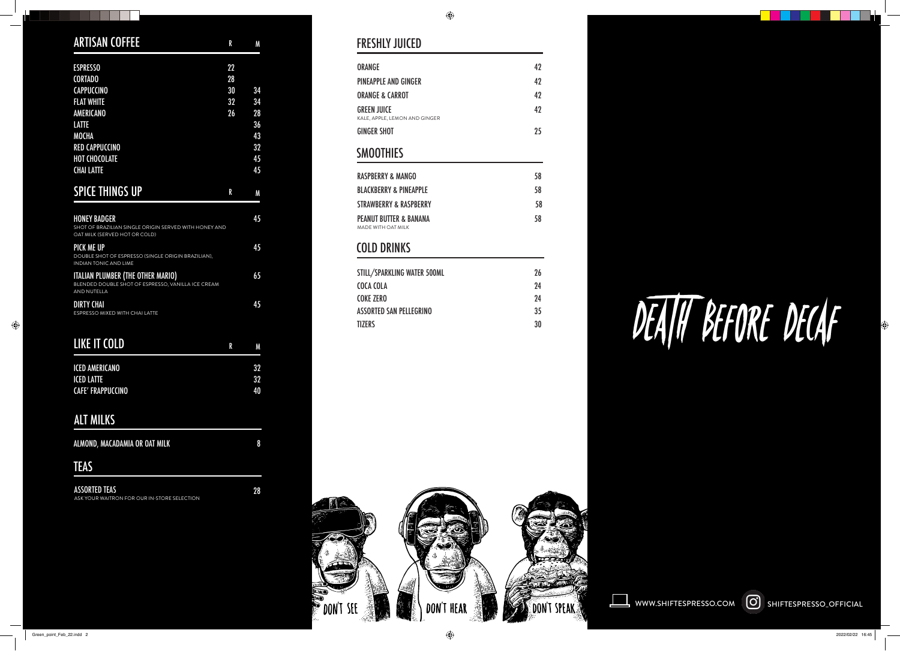## ARTISAN COFFEE

| | R | M |
|---|---|---|
| ESPRESSO | 22 | |
| CORTADO | 28 | |
| CAPPUCCINO | 30 | 34 |
| FLAT WHITE | 32 | 34 |
| AMERICANO | 26 | 28 |
| LATTE | | 36 |
| MOCHA | | 43 |
| RED CAPPUCCINO | | 32 |
| HOT CHOCOLATE | | 45 |
| CHAI LATTE | | 45 |

## SPICE THINGS UP

| | R | M |
|---|---|---|
| HONEY BADGER<br>SHOT OF BRAZILIAN SINGLE ORIGIN SERVED WITH HONEY AND OAT MILK (SERVED HOT OR COLD) | | 45 |
| PICK ME UP<br>DOUBLE SHOT OF ESPRESSO (SINGLE ORIGIN BRAZILIAN), INDIAN TONIC AND LIME | | 45 |
| ITALIAN PLUMBER (THE OTHER MARIO)<br>BLENDED DOUBLE SHOT OF ESPRESSO, VANILLA ICE CREAM AND NUTELLA | | 65 |
| DIRTY CHAI<br>ESPRESSO MIXED WITH CHAI LATTE | | 45 |

## LIKE IT COLD

| | R | M |
|---|---|---|
| ICED AMERICANO | | 32 |
| ICED LATTE | | 32 |
| CAFE' FRAPPUCCINO | | 40 |

## ALT MILKS

| | |
|---|---|
| ALMOND, MACADAMIA OR OAT MILK | 8 |

## TEAS

| | |
|---|---|
| ASSORTED TEAS<br>ASK YOUR WAITRON FOR OUR IN-STORE SELECTION | 28 |

## FRESHLY JUICED

| | |
|---|---|
| ORANGE | 42 |
| PINEAPPLE AND GINGER | 42 |
| ORANGE & CARROT | 42 |
| GREEN JUICE<br>KALE, APPLE, LEMON AND GINGER | 42 |
| GINGER SHOT | 25 |

## SMOOTHIES

| | |
|---|---|
| RASPBERRY & MANGO | 58 |
| BLACKBERRY & PINEAPPLE | 58 |
| STRAWBERRY & RASPBERRY | 58 |
| PEANUT BUTTER & BANANA<br>MADE WITH OAT MILK | 58 |

## COLD DRINKS

| | |
|---|---|
| STILL/SPARKLING WATER 500ML | 26 |
| COCA COLA | 24 |
| COKE ZERO | 24 |
| ASSORTED SAN PELLEGRINO | 35 |
| TIZERS | 30 |

DON'T SEE

DON'T HEAR

DON'T SPEAK

# DEATH BEFORE DECAF

WWW.SHIFTESPRESSO.COM

SHIFTESPRESSO_OFFICIAL